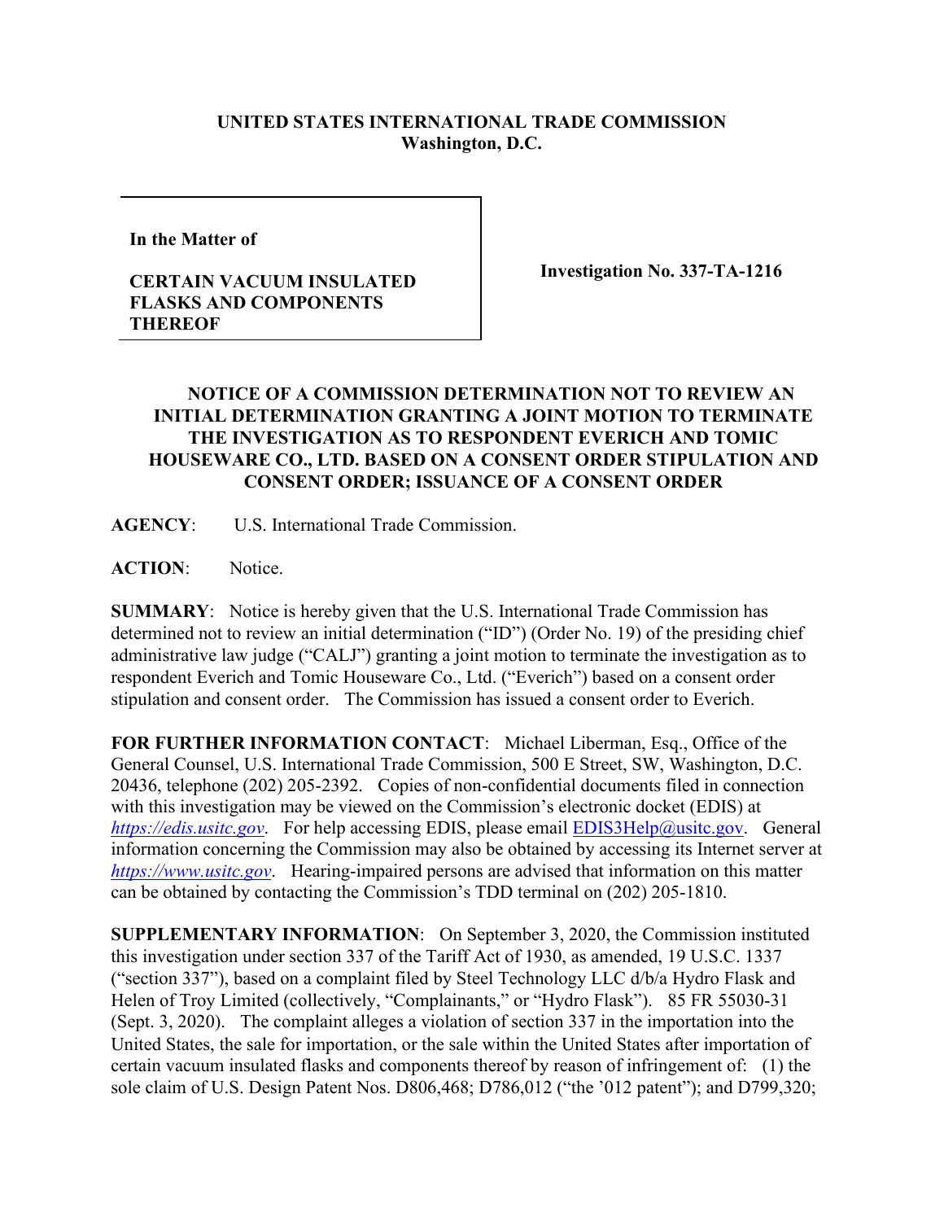**UNITED STATES INTERNATIONAL TRADE COMMISSION**
**Washington, D.C.**

**In the Matter of**

**CERTAIN VACUUM INSULATED FLASKS AND COMPONENTS THEREOF**

**Investigation No. 337-TA-1216**

## NOTICE OF A COMMISSION DETERMINATION NOT TO REVIEW AN INITIAL DETERMINATION GRANTING A JOINT MOTION TO TERMINATE THE INVESTIGATION AS TO RESPONDENT EVERICH AND TOMIC HOUSEWARE CO., LTD. BASED ON A CONSENT ORDER STIPULATION AND CONSENT ORDER; ISSUANCE OF A CONSENT ORDER

**AGENCY**: U.S. International Trade Commission.

**ACTION**: Notice.

**SUMMARY**: Notice is hereby given that the U.S. International Trade Commission has determined not to review an initial determination ("ID") (Order No. 19) of the presiding chief administrative law judge ("CALJ") granting a joint motion to terminate the investigation as to respondent Everich and Tomic Houseware Co., Ltd. ("Everich") based on a consent order stipulation and consent order. The Commission has issued a consent order to Everich.

**FOR FURTHER INFORMATION CONTACT**: Michael Liberman, Esq., Office of the General Counsel, U.S. International Trade Commission, 500 E Street, SW, Washington, D.C. 20436, telephone (202) 205-2392. Copies of non-confidential documents filed in connection with this investigation may be viewed on the Commission's electronic docket (EDIS) at *https://edis.usitc.gov*. For help accessing EDIS, please email EDIS3Help@usitc.gov. General information concerning the Commission may also be obtained by accessing its Internet server at *https://www.usitc.gov*. Hearing-impaired persons are advised that information on this matter can be obtained by contacting the Commission's TDD terminal on (202) 205-1810.

**SUPPLEMENTARY INFORMATION**: On September 3, 2020, the Commission instituted this investigation under section 337 of the Tariff Act of 1930, as amended, 19 U.S.C. 1337 ("section 337"), based on a complaint filed by Steel Technology LLC d/b/a Hydro Flask and Helen of Troy Limited (collectively, "Complainants," or "Hydro Flask"). 85 FR 55030-31 (Sept. 3, 2020). The complaint alleges a violation of section 337 in the importation into the United States, the sale for importation, or the sale within the United States after importation of certain vacuum insulated flasks and components thereof by reason of infringement of: (1) the sole claim of U.S. Design Patent Nos. D806,468; D786,012 ("the '012 patent"); and D799,320;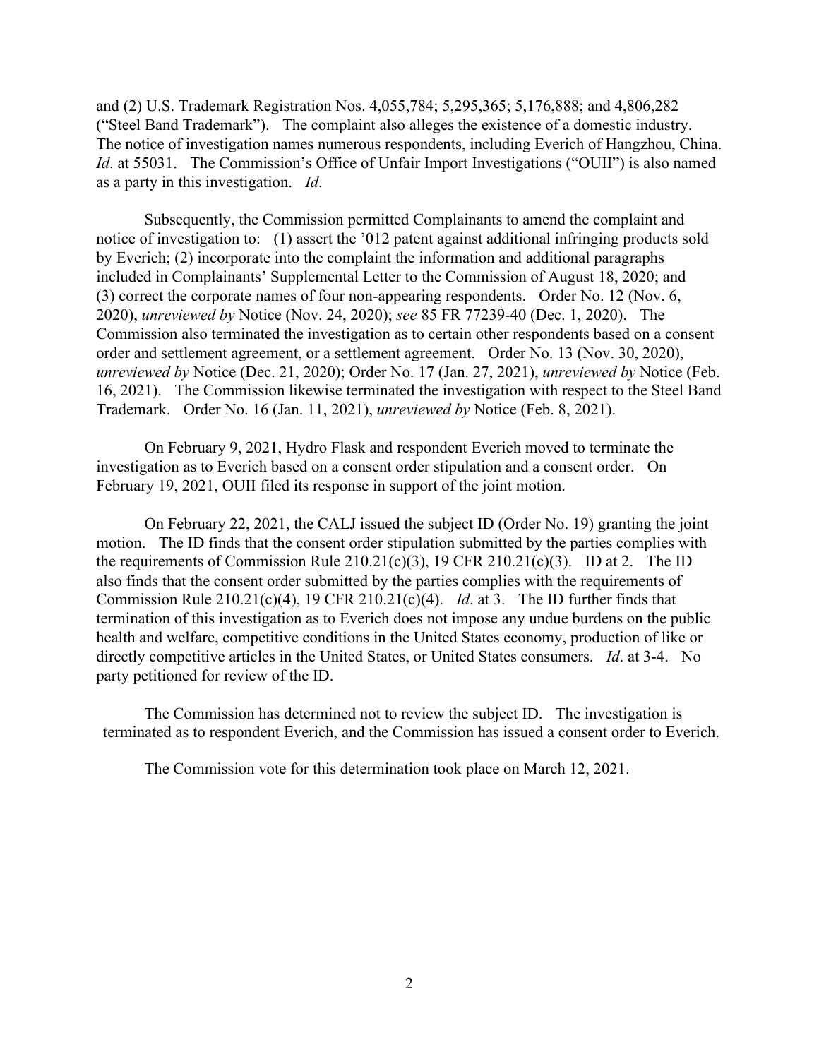and (2) U.S. Trademark Registration Nos. 4,055,784; 5,295,365; 5,176,888; and 4,806,282 ("Steel Band Trademark"). The complaint also alleges the existence of a domestic industry. The notice of investigation names numerous respondents, including Everich of Hangzhou, China. *Id*. at 55031. The Commission's Office of Unfair Import Investigations ("OUII") is also named as a party in this investigation. *Id*.

Subsequently, the Commission permitted Complainants to amend the complaint and notice of investigation to: (1) assert the '012 patent against additional infringing products sold by Everich; (2) incorporate into the complaint the information and additional paragraphs included in Complainants' Supplemental Letter to the Commission of August 18, 2020; and (3) correct the corporate names of four non-appearing respondents. Order No. 12 (Nov. 6, 2020), *unreviewed by* Notice (Nov. 24, 2020); *see* 85 FR 77239-40 (Dec. 1, 2020). The Commission also terminated the investigation as to certain other respondents based on a consent order and settlement agreement, or a settlement agreement. Order No. 13 (Nov. 30, 2020), *unreviewed by* Notice (Dec. 21, 2020); Order No. 17 (Jan. 27, 2021), *unreviewed by* Notice (Feb. 16, 2021). The Commission likewise terminated the investigation with respect to the Steel Band Trademark. Order No. 16 (Jan. 11, 2021), *unreviewed by* Notice (Feb. 8, 2021).

On February 9, 2021, Hydro Flask and respondent Everich moved to terminate the investigation as to Everich based on a consent order stipulation and a consent order. On February 19, 2021, OUII filed its response in support of the joint motion.

On February 22, 2021, the CALJ issued the subject ID (Order No. 19) granting the joint motion. The ID finds that the consent order stipulation submitted by the parties complies with the requirements of Commission Rule 210.21(c)(3), 19 CFR 210.21(c)(3). ID at 2. The ID also finds that the consent order submitted by the parties complies with the requirements of Commission Rule 210.21(c)(4), 19 CFR 210.21(c)(4). *Id*. at 3. The ID further finds that termination of this investigation as to Everich does not impose any undue burdens on the public health and welfare, competitive conditions in the United States economy, production of like or directly competitive articles in the United States, or United States consumers. *Id*. at 3-4. No party petitioned for review of the ID.

The Commission has determined not to review the subject ID. The investigation is terminated as to respondent Everich, and the Commission has issued a consent order to Everich.

The Commission vote for this determination took place on March 12, 2021.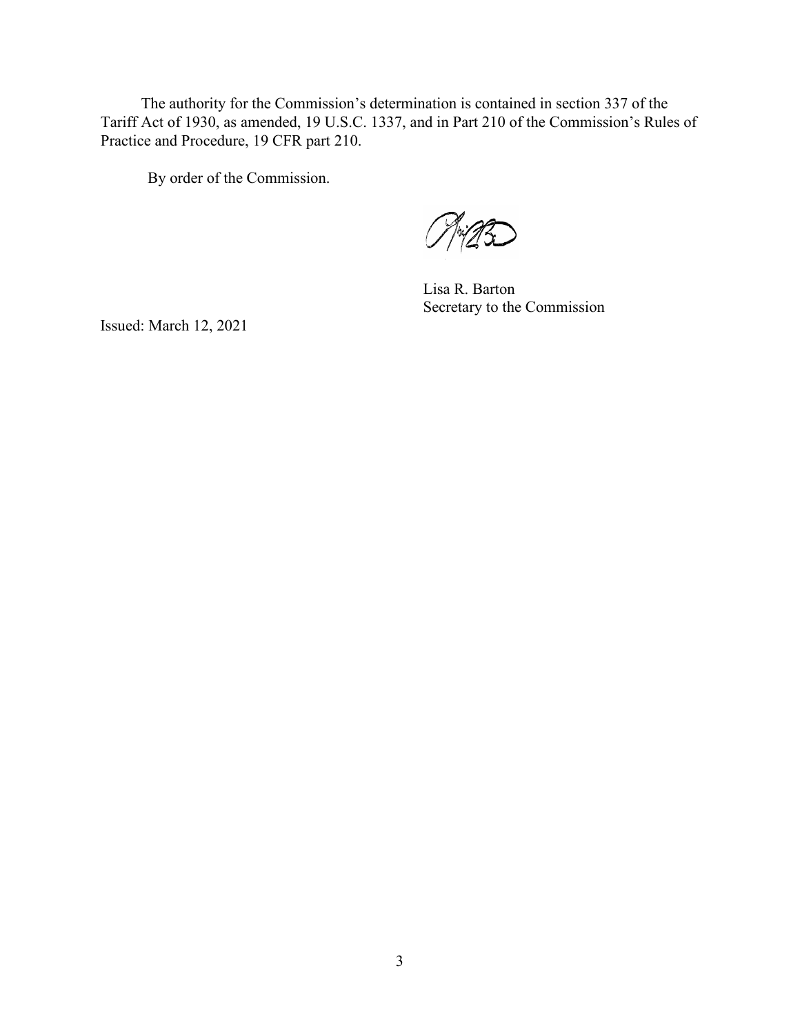The authority for the Commission's determination is contained in section 337 of the Tariff Act of 1930, as amended, 19 U.S.C. 1337, and in Part 210 of the Commission's Rules of Practice and Procedure, 19 CFR part 210.

By order of the Commission.

Lisa R. Barton
Secretary to the Commission

Issued: March 12, 2021